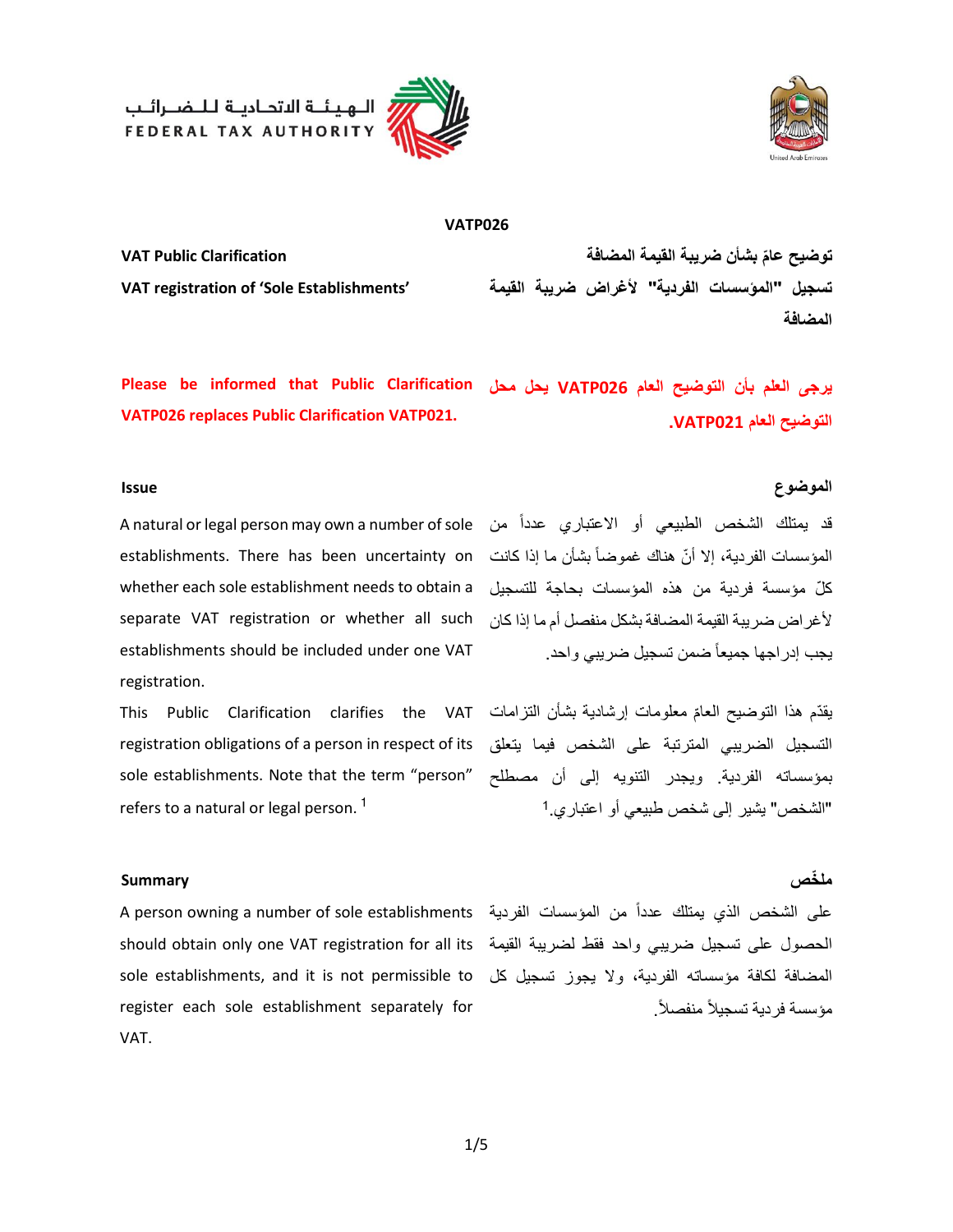الـهـيـئـة الاتحـاديـة لـلـضـرائـب
FEDERAL TAX AUTHORITY

**VATP026**

**VAT Public Clarification**

**VAT registration of 'Sole Establishments'**

**توضيح عامّ بشأن ضريبة القيمة المضافة**

**تسجيل "المؤسسات الفردية" لأغراض ضريبة القيمة المضافة**

**Please be informed that Public Clarification VATP026 replaces Public Clarification VATP021.**

**يرجى العلم بأن التوضيح العام VATP026 يحل محل التوضيح العام VATP021.**

## Issue

A natural or legal person may own a number of sole establishments. There has been uncertainty on whether each sole establishment needs to obtain a separate VAT registration or whether all such establishments should be included under one VAT registration.

This Public Clarification clarifies the VAT registration obligations of a person in respect of its sole establishments. Note that the term "person" refers to a natural or legal person. [1]

## الموضوع

قد يمتلك الشخص الطبيعي أو الاعتباري عدداً من المؤسسات الفردية، إلا أنّ هناك غموضاً بشأن ما إذا كانت كلّ مؤسسة فردية من هذه المؤسسات بحاجة للتسجيل لأغراض ضريبة القيمة المضافة بشكل منفصل أم ما إذا كان يجب إدراجها جميعاً ضمن تسجيل ضريبي واحد.

يقدّم هذا التوضيح العامّ معلومات إرشادية بشأن التزامات التسجيل الضريبي المترتبة على الشخص فيما يتعلق بمؤسساته الفردية. ويجدر التنويه إلى أن مصطلح "الشخص" يشير إلى شخص طبيعي أو اعتباري.[1]

## Summary

A person owning a number of sole establishments should obtain only one VAT registration for all its sole establishments, and it is not permissible to register each sole establishment separately for VAT.

## ملخّص

على الشخص الذي يمتلك عدداً من المؤسسات الفردية الحصول على تسجيل ضريبي واحد فقط لضريبة القيمة المضافة لكافة مؤسساته الفردية، ولا يجوز تسجيل كل مؤسسة فردية تسجيلاً منفصلاً.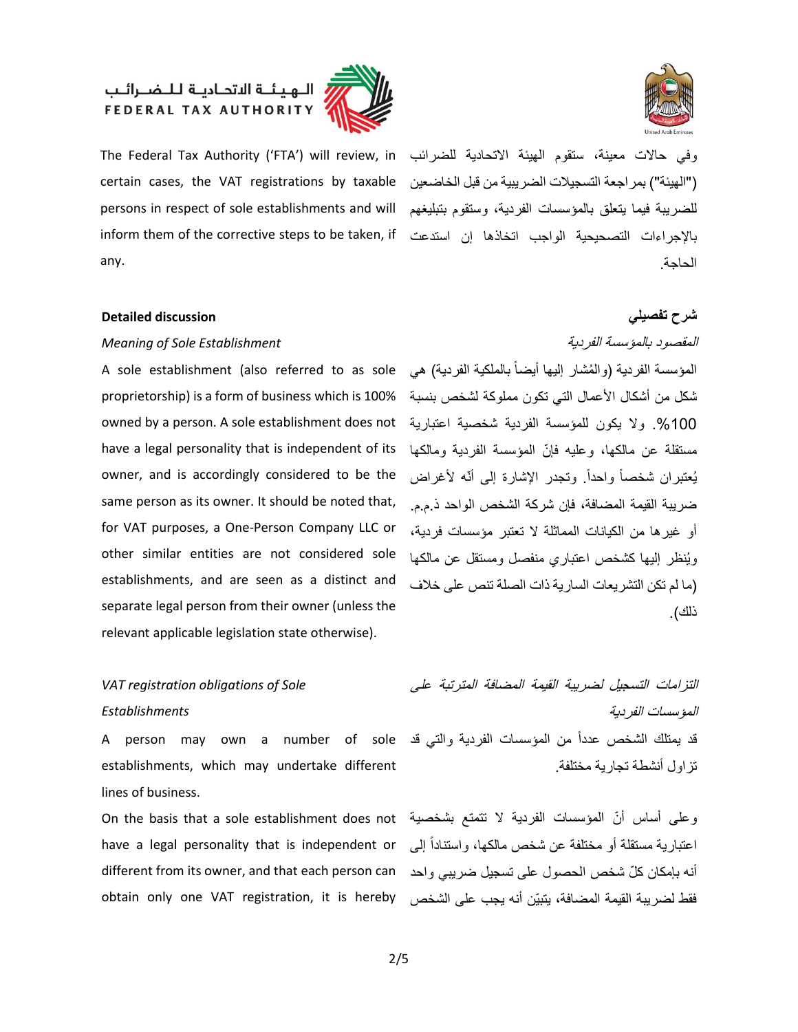The Federal Tax Authority ('FTA') will review, in certain cases, the VAT registrations by taxable persons in respect of sole establishments and will inform them of the corrective steps to be taken, if any.

وفي حالات معينة، ستقوم الهيئة الاتحادية للضرائب ("الهيئة") بمراجعة التسجيلات الضريبية من قبل الخاضعين للضريبة فيما يتعلق بالمؤسسات الفردية، وستقوم بتبليغهم بالإجراءات التصحيحية الواجب اتخاذها إن استدعت الحاجة.

## Detailed discussion

## شرح تفصيلي

*Meaning of Sole Establishment*

A sole establishment (also referred to as sole proprietorship) is a form of business which is 100% owned by a person. A sole establishment does not have a legal personality that is independent of its owner, and is accordingly considered to be the same person as its owner. It should be noted that, for VAT purposes, a One-Person Company LLC or other similar entities are not considered sole establishments, and are seen as a distinct and separate legal person from their owner (unless the relevant applicable legislation state otherwise).

*المقصود بالمؤسسة الفردية*

المؤسسة الفردية (والمُشار إليها أيضاً بالملكية الفردية) هي شكل من أشكال الأعمال التي تكون مملوكة لشخص بنسبة 100%. ولا يكون للمؤسسة الفردية شخصية اعتبارية مستقلة عن مالكها، وعليه فإنّ المؤسسة الفردية ومالكها يُعتبران شخصاً واحداً. وتجدر الإشارة إلى أنّه لأغراض ضريبة القيمة المضافة، فإن شركة الشخص الواحد ذ.م.م. أو غيرها من الكيانات المماثلة لا تعتبر مؤسسات فردية، ويُنظر إليها كشخص اعتباري منفصل ومستقل عن مالكها (ما لم تكن التشريعات السارية ذات الصلة تنص على خلاف ذلك).

*VAT registration obligations of Sole Establishments*

A person may own a number of sole establishments, which may undertake different lines of business.

On the basis that a sole establishment does not have a legal personality that is independent or different from its owner, and that each person can obtain only one VAT registration, it is hereby

*التزامات التسجيل لضريبة القيمة المضافة المترتبة على المؤسسات الفردية*

قد يمتلك الشخص عدداً من المؤسسات الفردية والتي قد تزاول أنشطة تجارية مختلفة.

وعلى أساس أنّ المؤسسات الفردية لا تتمتع بشخصية اعتبارية مستقلة أو مختلفة عن شخص مالكها، واستناداً إلى أنه بإمكان كلّ شخص الحصول على تسجيل ضريبي واحد فقط لضريبة القيمة المضافة، يتبيّن أنه يجب على الشخص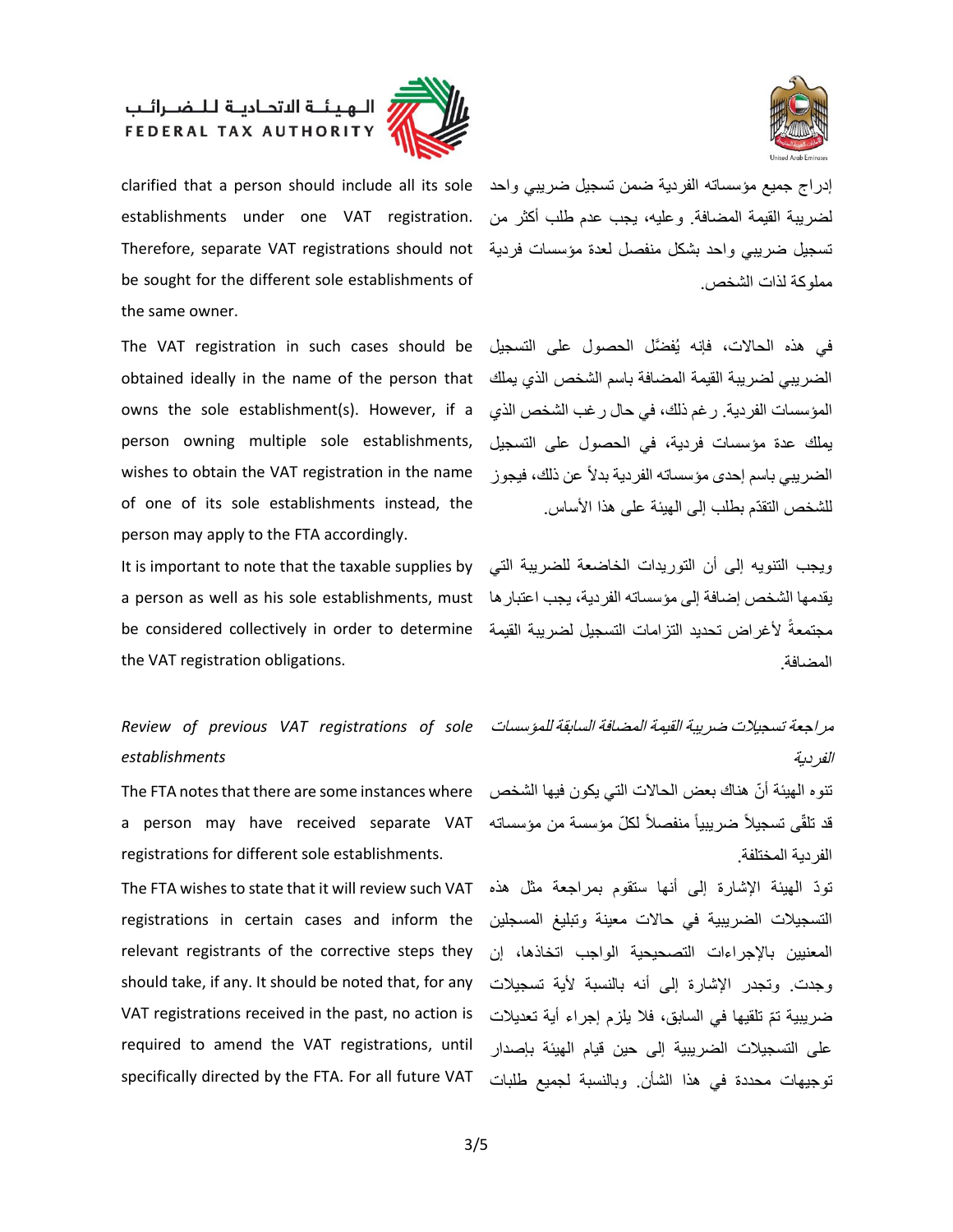clarified that a person should include all its sole establishments under one VAT registration. Therefore, separate VAT registrations should not be sought for the different sole establishments of the same owner.

إدراج جميع مؤسساته الفردية ضمن تسجيل ضريبي واحد لضريبة القيمة المضافة. وعليه، يجب عدم طلب أكثر من تسجيل ضريبي واحد بشكل منفصل لعدة مؤسسات فردية مملوكة لذات الشخص.

The VAT registration in such cases should be obtained ideally in the name of the person that owns the sole establishment(s). However, if a person owning multiple sole establishments, wishes to obtain the VAT registration in the name of one of its sole establishments instead, the person may apply to the FTA accordingly.

في هذه الحالات، فإنه يُفضّل الحصول على التسجيل الضريبي لضريبة القيمة المضافة باسم الشخص الذي يملك المؤسسات الفردية. رغم ذلك، في حال رغب الشخص الذي يملك عدة مؤسسات فردية، في الحصول على التسجيل الضريبي باسم إحدى مؤسساته الفردية بدلاً عن ذلك، فيجوز للشخص التقدّم بطلب إلى الهيئة على هذا الأساس.

It is important to note that the taxable supplies by a person as well as his sole establishments, must be considered collectively in order to determine the VAT registration obligations.

ويجب التنويه إلى أن التوريدات الخاضعة للضريبة التي يقدمها الشخص إضافة إلى مؤسساته الفردية، يجب اعتبارها مجتمعةً لأغراض تحديد التزامات التسجيل لضريبة القيمة المضافة.

*Review of previous VAT registrations of sole establishments*

*مراجعة تسجيلات ضريبة القيمة المضافة السابقة للمؤسسات الفردية*

The FTA notes that there are some instances where a person may have received separate VAT registrations for different sole establishments.

تنوه الهيئة أنّ هناك بعض الحالات التي يكون فيها الشخص قد تلقّى تسجيلاً ضريبياً منفصلاً لكلّ مؤسسة من مؤسساته الفردية المختلفة.

The FTA wishes to state that it will review such VAT registrations in certain cases and inform the relevant registrants of the corrective steps they should take, if any. It should be noted that, for any VAT registrations received in the past, no action is required to amend the VAT registrations, until specifically directed by the FTA. For all future VAT

تودّ الهيئة الإشارة إلى أنها ستقوم بمراجعة مثل هذه التسجيلات الضريبية في حالات معينة وتبليغ المسجلين المعنيين بالإجراءات التصحيحية الواجب اتخاذها، إن وجدت. وتجدر الإشارة إلى أنه بالنسبة لأية تسجيلات ضريبية تمّ تلقيها في السابق، فلا يلزم إجراء أية تعديلات على التسجيلات الضريبية إلى حين قيام الهيئة بإصدار توجيهات محددة في هذا الشأن. وبالنسبة لجميع طلبات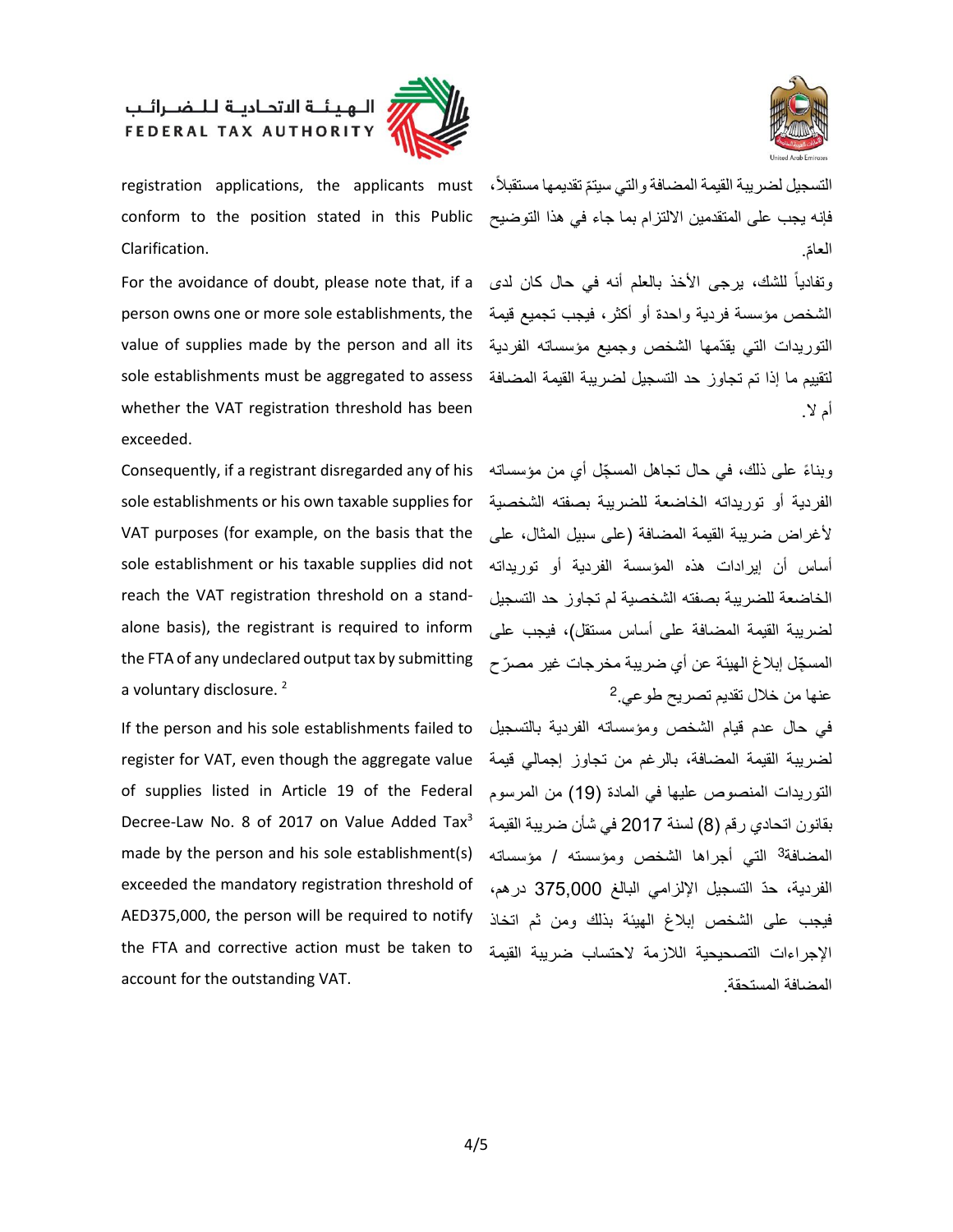registration applications, the applicants must conform to the position stated in this Public Clarification.

التسجيل لضريبة القيمة المضافة والتي سيتمّ تقديمها مستقبلاً، فإنه يجب على المتقدمين الالتزام بما جاء في هذا التوضيح العامّ.

For the avoidance of doubt, please note that, if a person owns one or more sole establishments, the value of supplies made by the person and all its sole establishments must be aggregated to assess whether the VAT registration threshold has been exceeded.

وتفادياً للشك، يرجى الأخذ بالعلم أنه في حال كان لدى الشخص مؤسسة فردية واحدة أو أكثر، فيجب تجميع قيمة التوريدات التي يقدّمها الشخص وجميع مؤسساته الفردية لتقييم ما إذا تم تجاوز حد التسجيل لضريبة القيمة المضافة أم لا.

Consequently, if a registrant disregarded any of his sole establishments or his own taxable supplies for VAT purposes (for example, on the basis that the sole establishment or his taxable supplies did not reach the VAT registration threshold on a stand-alone basis), the registrant is required to inform the FTA of any undeclared output tax by submitting a voluntary disclosure. [2]

وبناءً على ذلك، في حال تجاهل المسجّل أي من مؤسساته الفردية أو توريداته الخاضعة للضريبة بصفته الشخصية لأغراض ضريبة القيمة المضافة (على سبيل المثال، على أساس أن إيرادات هذه المؤسسة الفردية أو توريداته الخاضعة للضريبة بصفته الشخصية لم تجاوز حد التسجيل لضريبة القيمة المضافة على أساس مستقل)، فيجب على المسجّل إبلاغ الهيئة عن أي ضريبة مخرجات غير مصرّح عنها من خلال تقديم تصريح طوعي.[2]

If the person and his sole establishments failed to register for VAT, even though the aggregate value of supplies listed in Article 19 of the Federal Decree-Law No. 8 of 2017 on Value Added Tax[3] made by the person and his sole establishment(s) exceeded the mandatory registration threshold of AED375,000, the person will be required to notify the FTA and corrective action must be taken to account for the outstanding VAT.

في حال عدم قيام الشخص ومؤسساته الفردية بالتسجيل لضريبة القيمة المضافة، بالرغم من تجاوز إجمالي قيمة التوريدات المنصوص عليها في المادة (19) من المرسوم بقانون اتحادي رقم (8) لسنة 2017 في شأن ضريبة القيمة المضافة[3] التي أجراها الشخص ومؤسسته / مؤسساته الفردية، حدّ التسجيل الإلزامي البالغ 375,000 درهم، فيجب على الشخص إبلاغ الهيئة بذلك ومن ثم اتخاذ الإجراءات التصحيحية اللازمة لاحتساب ضريبة القيمة المضافة المستحقة.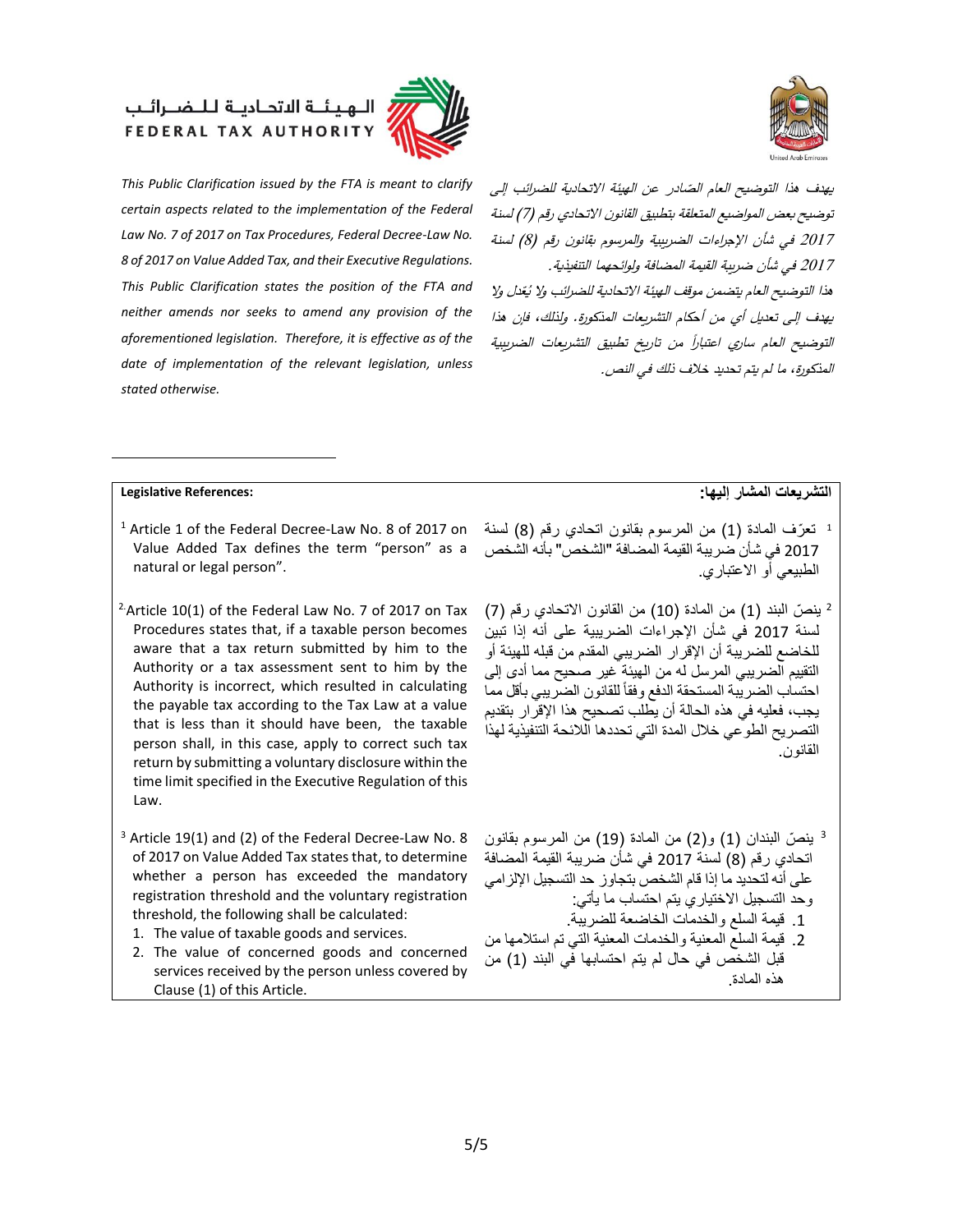الهيئة الاتحادية للضرائب
FEDERAL TAX AUTHORITY

*This Public Clarification issued by the FTA is meant to clarify certain aspects related to the implementation of the Federal Law No. 7 of 2017 on Tax Procedures, Federal Decree-Law No. 8 of 2017 on Value Added Tax, and their Executive Regulations. This Public Clarification states the position of the FTA and neither amends nor seeks to amend any provision of the aforementioned legislation. Therefore, it is effective as of the date of implementation of the relevant legislation, unless stated otherwise.*

*يهدف هذا التوضيح العام الصّادر عن الهيئة الاتحادية للضرائب إلى توضيح بعض المواضيع المتعلقة بتطبيق القانون الاتحادي رقم (7) لسنة 2017 في شأن الإجراءات الضريبية والمرسوم بقانون رقم (8) لسنة 2017 في شأن ضريبة القيمة المضافة ولوائحهما التنفيذية. هذا التوضيح العام يتضمن موقف الهيئة الاتحادية للضرائب ولا يُعدل ولا يهدف إلى تعديل أي من أحكام التشريعات المذكورة. ولذلك، فإن هذا التوضيح العام ساري اعتباراً من تاريخ تطبيق التشريعات الضريبية المذكورة، ما لم يتم تحديد خلاف ذلك في النص.*

---

| **Legislative References:** | **التشريعات المشار إليها:** |
| --- | --- |
| [1] Article 1 of the Federal Decree-Law No. 8 of 2017 on Value Added Tax defines the term "person" as a natural or legal person". | [1] تعرّف المادة (1) من المرسوم بقانون اتحادي رقم (8) لسنة 2017 في شأن ضريبة القيمة المضافة "الشخص" بأنه الشخص الطبيعي أو الاعتباري. |
| [2] Article 10(1) of the Federal Law No. 7 of 2017 on Tax Procedures states that, if a taxable person becomes aware that a tax return submitted by him to the Authority or a tax assessment sent to him by the Authority is incorrect, which resulted in calculating the payable tax according to the Tax Law at a value that is less than it should have been, the taxable person shall, in this case, apply to correct such tax return by submitting a voluntary disclosure within the time limit specified in the Executive Regulation of this Law. | [2] ينصّ البند (1) من المادة (10) من القانون الاتحادي رقم (7) لسنة 2017 في شأن الإجراءات الضريبية على أنه إذا تبين للخاضع للضريبة أن الإقرار الضريبي المقدم من قبله للهيئة أو التقييم الضريبي المرسل له من الهيئة غير صحيح مما أدى إلى احتساب الضريبة المستحقة الدفع وفقاً للقانون الضريبي بأقل مما يجب، فعليه في هذه الحالة أن يطلب تصحيح هذا الإقرار بتقديم التصريح الطوعي خلال المدة التي تحددها اللائحة التنفيذية لهذا القانون. |
| [3] Article 19(1) and (2) of the Federal Decree-Law No. 8 of 2017 on Value Added Tax states that, to determine whether a person has exceeded the mandatory registration threshold and the voluntary registration threshold, the following shall be calculated:<br>1. The value of taxable goods and services.<br>2. The value of concerned goods and concerned services received by the person unless covered by Clause (1) of this Article. | [3] ينصّ البندان (1) و(2) من المادة (19) من المرسوم بقانون اتحادي رقم (8) لسنة 2017 في شأن ضريبة القيمة المضافة على أنه لتحديد ما إذا قام الشخص بتجاوز حد التسجيل الإلزامي وحد التسجيل الاختياري يتم احتساب ما يأتي:<br>1. قيمة السلع والخدمات الخاضعة للضريبة.<br>2. قيمة السلع المعنية والخدمات المعنية التي تم استلامها من قبل الشخص في حال لم يتم احتسابها في البند (1) من هذه المادة. |